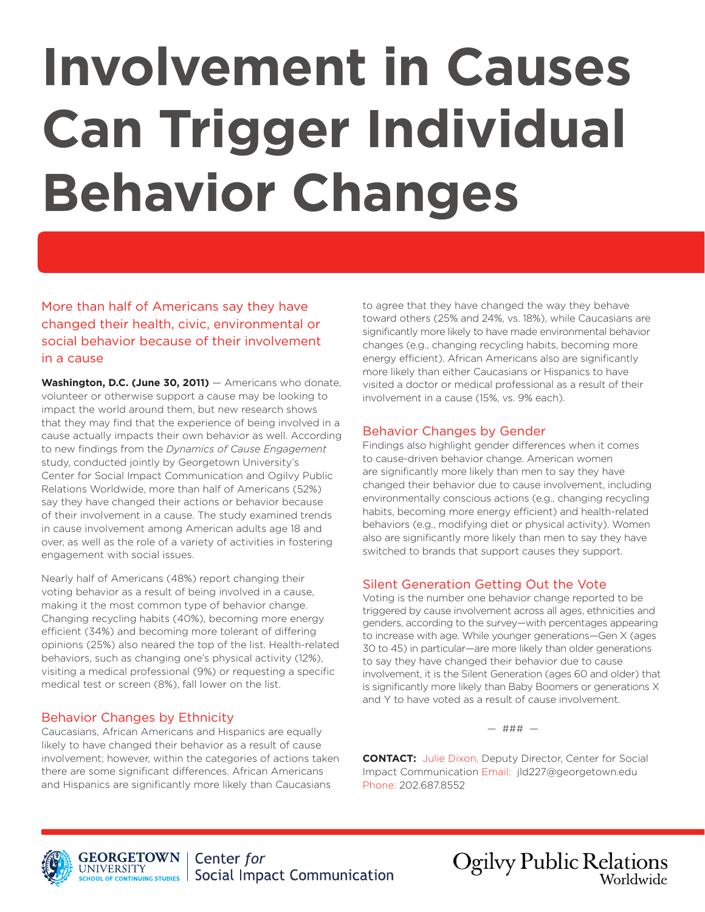# Involvement in Causes Can Trigger Individual Behavior Changes

## More than half of Americans say they have changed their health, civic, environmental or social behavior because of their involvement in a cause

**Washington, D.C. (June 30, 2011)** — Americans who donate, volunteer or otherwise support a cause may be looking to impact the world around them, but new research shows that they may find that the experience of being involved in a cause actually impacts their own behavior as well. According to new findings from the *Dynamics of Cause Engagement* study, conducted jointly by Georgetown University's Center for Social Impact Communication and Ogilvy Public Relations Worldwide, more than half of Americans (52%) say they have changed their actions or behavior because of their involvement in a cause. The study examined trends in cause involvement among American adults age 18 and over, as well as the role of a variety of activities in fostering engagement with social issues.

Nearly half of Americans (48%) report changing their voting behavior as a result of being involved in a cause, making it the most common type of behavior change. Changing recycling habits (40%), becoming more energy efficient (34%) and becoming more tolerant of differing opinions (25%) also neared the top of the list. Health-related behaviors, such as changing one's physical activity (12%), visiting a medical professional (9%) or requesting a specific medical test or screen (8%), fall lower on the list.

### Behavior Changes by Ethnicity

Caucasians, African Americans and Hispanics are equally likely to have changed their behavior as a result of cause involvement; however, within the categories of actions taken there are some significant differences. African Americans and Hispanics are significantly more likely than Caucasians to agree that they have changed the way they behave toward others (25% and 24%, vs. 18%), while Caucasians are significantly more likely to have made environmental behavior changes (e.g., changing recycling habits, becoming more energy efficient). African Americans also are significantly more likely than either Caucasians or Hispanics to have visited a doctor or medical professional as a result of their involvement in a cause (15%, vs. 9% each).

### Behavior Changes by Gender

Findings also highlight gender differences when it comes to cause-driven behavior change. American women are significantly more likely than men to say they have changed their behavior due to cause involvement, including environmentally conscious actions (e.g., changing recycling habits, becoming more energy efficient) and health-related behaviors (e.g., modifying diet or physical activity). Women also are significantly more likely than men to say they have switched to brands that support causes they support.

### Silent Generation Getting Out the Vote

Voting is the number one behavior change reported to be triggered by cause involvement across all ages, ethnicities and genders, according to the survey—with percentages appearing to increase with age. While younger generations—Gen X (ages 30 to 45) in particular—are more likely than older generations to say they have changed their behavior due to cause involvement, it is the Silent Generation (ages 60 and older) that is significantly more likely than Baby Boomers or generations X and Y to have voted as a result of cause involvement.

— ### —

**CONTACT:** Julie Dixon, Deputy Director, Center for Social Impact Communication Email: jld227@georgetown.edu Phone: 202.687.8552

GEORGETOWN UNIVERSITY SCHOOL OF CONTINUING STUDIES | Center *for* Social Impact Communication

Ogilvy Public Relations Worldwide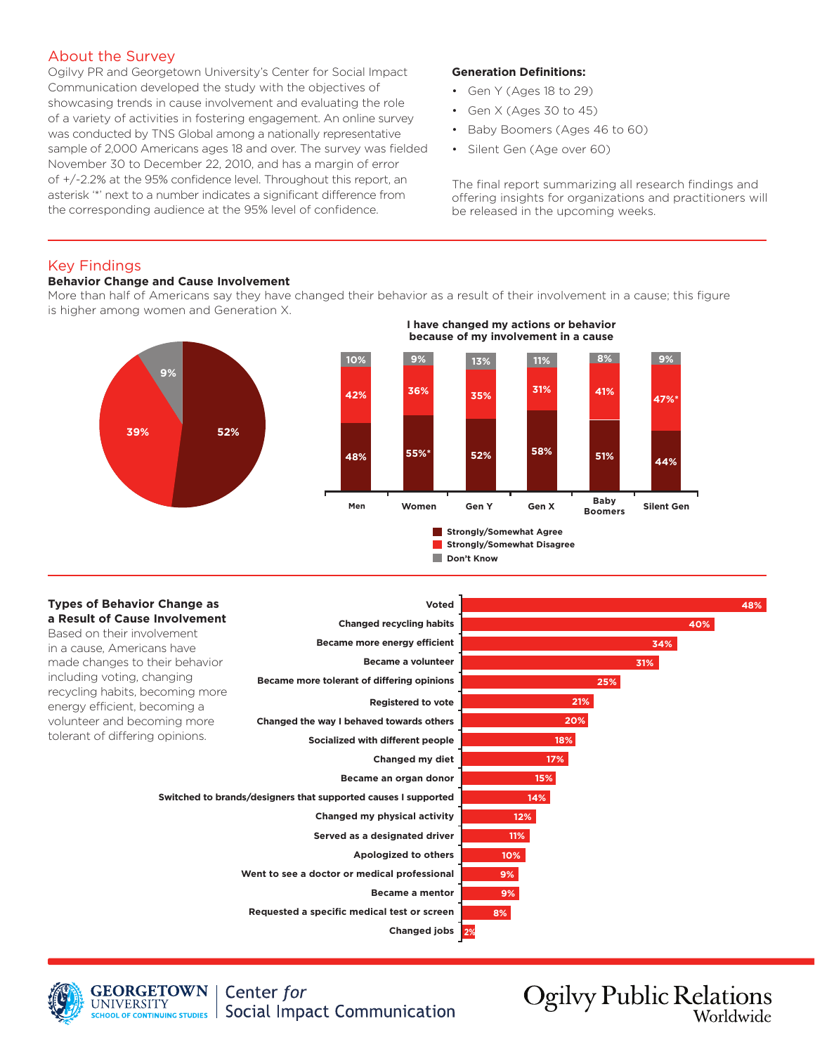## About the Survey

Ogilvy PR and Georgetown University's Center for Social Impact Communication developed the study with the objectives of showcasing trends in cause involvement and evaluating the role of a variety of activities in fostering engagement. An online survey was conducted by TNS Global among a nationally representative sample of 2,000 Americans ages 18 and over. The survey was fielded November 30 to December 22, 2010, and has a margin of error of +/-2.2% at the 95% confidence level. Throughout this report, an asterisk '*' next to a number indicates a significant difference from the corresponding audience at the 95% level of confidence.

**Generation Definitions:**

- Gen Y (Ages 18 to 29)
- Gen X (Ages 30 to 45)
- Baby Boomers (Ages 46 to 60)
- Silent Gen (Age over 60)

The final report summarizing all research findings and offering insights for organizations and practitioners will be released in the upcoming weeks.

## Key Findings

**Behavior Change and Cause Involvement**

More than half of Americans say they have changed their behavior as a result of their involvement in a cause; this figure is higher among women and Generation X.

| | Strongly/Somewhat Agree | Strongly/Somewhat Disagree | Don't Know |
|---|---|---|---|
| Total | 52% | 39% | 9% |

**I have changed my actions or behavior because of my involvement in a cause**

| | Strongly/Somewhat Agree | Strongly/Somewhat Disagree | Don't Know |
|---|---|---|---|
| Men | 48% | 42% | 10% |
| Women | 55%* | 36% | 9% |
| Gen Y | 52% | 35% | 13% |
| Gen X | 58% | 31% | 11% |
| Baby Boomers | 51% | 41% | 8% |
| Silent Gen | 44% | 47%* | 9% |

**Types of Behavior Change as a Result of Cause Involvement**

Based on their involvement in a cause, Americans have made changes to their behavior including voting, changing recycling habits, becoming more energy efficient, becoming a volunteer and becoming more tolerant of differing opinions.

| Behavior Change | % |
|---|---|
| Voted | 48% |
| Changed recycling habits | 40% |
| Became more energy efficient | 34% |
| Became a volunteer | 31% |
| Became more tolerant of differing opinions | 25% |
| Registered to vote | 21% |
| Changed the way I behaved towards others | 20% |
| Socialized with different people | 18% |
| Changed my diet | 17% |
| Became an organ donor | 15% |
| Switched to brands/designers that supported causes I supported | 14% |
| Changed my physical activity | 12% |
| Served as a designated driver | 11% |
| Apologized to others | 10% |
| Went to see a doctor or medical professional | 9% |
| Became a mentor | 9% |
| Requested a specific medical test or screen | 8% |
| Changed jobs | 2% |

GEORGETOWN UNIVERSITY SCHOOL OF CONTINUING STUDIES | Center *for* Social Impact Communication

Ogilvy Public Relations Worldwide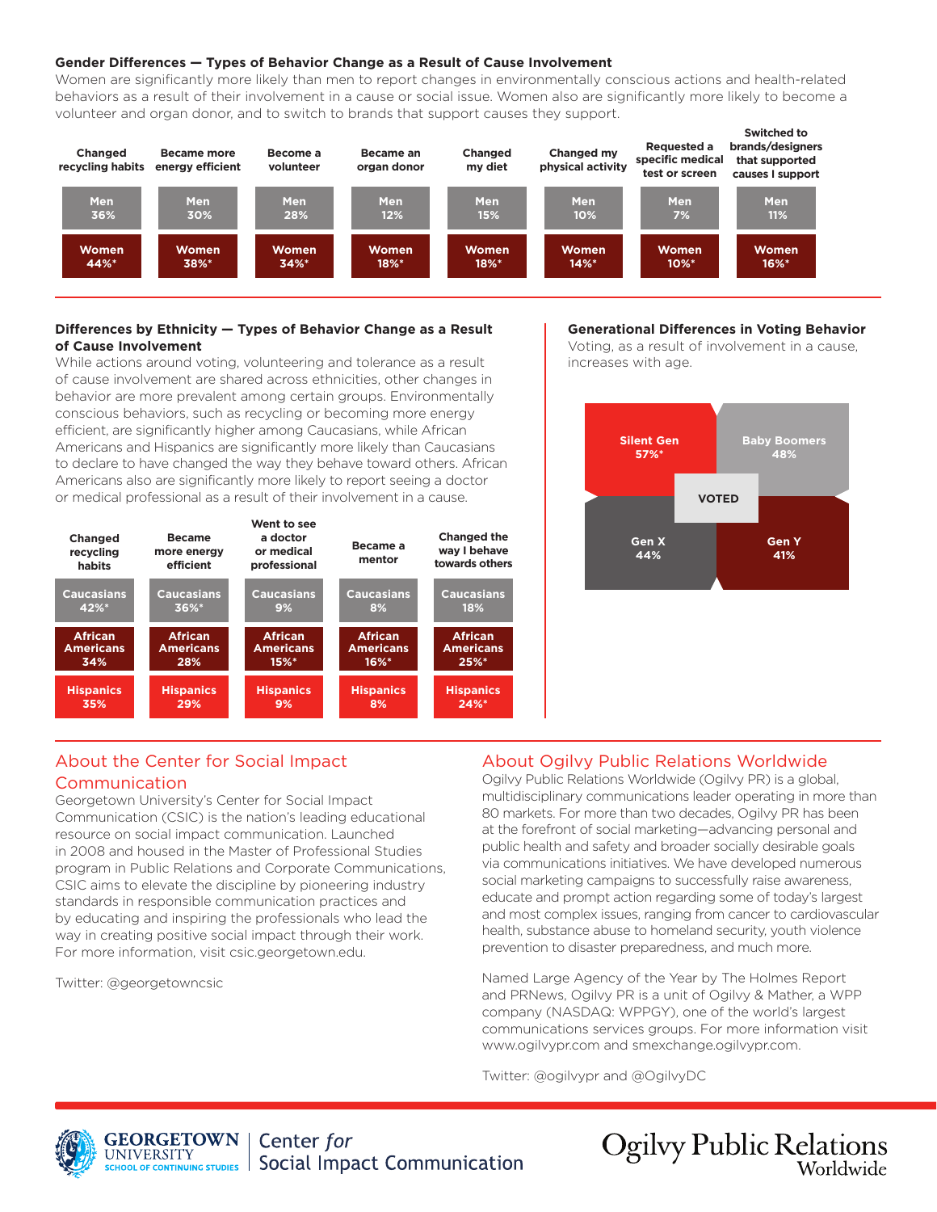## Gender Differences — Types of Behavior Change as a Result of Cause Involvement

Women are significantly more likely than men to report changes in environmentally conscious actions and health-related behaviors as a result of their involvement in a cause or social issue. Women also are significantly more likely to become a volunteer and organ donor, and to switch to brands that support causes they support.

| Changed recycling habits | Became more energy efficient | Become a volunteer | Became an organ donor | Changed my diet | Changed my physical activity | Requested a specific medical test or screen | Switched to brands/designers that supported causes I support |
|---|---|---|---|---|---|---|---|
| Men 36% | Men 30% | Men 28% | Men 12% | Men 15% | Men 10% | Men 7% | Men 11% |
| Women 44%* | Women 38%* | Women 34%* | Women 18%* | Women 18%* | Women 14%* | Women 10%* | Women 16%* |

## Differences by Ethnicity — Types of Behavior Change as a Result of Cause Involvement

While actions around voting, volunteering and tolerance as a result of cause involvement are shared across ethnicities, other changes in behavior are more prevalent among certain groups. Environmentally conscious behaviors, such as recycling or becoming more energy efficient, are significantly higher among Caucasians, while African Americans and Hispanics are significantly more likely than Caucasians to declare to have changed the way they behave toward others. African Americans also are significantly more likely to report seeing a doctor or medical professional as a result of their involvement in a cause.

| Changed recycling habits | Became more energy efficient | Went to see a doctor or medical professional | Became a mentor | Changed the way I behave towards others |
|---|---|---|---|---|
| Caucasians 42%* | Caucasians 36%* | Caucasians 9% | Caucasians 8% | Caucasians 18% |
| African Americans 34% | African Americans 28% | African Americans 15%* | African Americans 16%* | African Americans 25%* |
| Hispanics 35% | Hispanics 29% | Hispanics 9% | Hispanics 8% | Hispanics 24%* |

## Generational Differences in Voting Behavior

Voting, as a result of involvement in a cause, increases with age.

VOTED

Silent Gen 57%*

Baby Boomers 48%

Gen X 44%

Gen Y 41%

## About the Center for Social Impact Communication

Georgetown University's Center for Social Impact Communication (CSIC) is the nation's leading educational resource on social impact communication. Launched in 2008 and housed in the Master of Professional Studies program in Public Relations and Corporate Communications, CSIC aims to elevate the discipline by pioneering industry standards in responsible communication practices and by educating and inspiring the professionals who lead the way in creating positive social impact through their work. For more information, visit csic.georgetown.edu.

Twitter: @georgetowncsic

## About Ogilvy Public Relations Worldwide

Ogilvy Public Relations Worldwide (Ogilvy PR) is a global, multidisciplinary communications leader operating in more than 80 markets. For more than two decades, Ogilvy PR has been at the forefront of social marketing—advancing personal and public health and safety and broader socially desirable goals via communications initiatives. We have developed numerous social marketing campaigns to successfully raise awareness, educate and prompt action regarding some of today's largest and most complex issues, ranging from cancer to cardiovascular health, substance abuse to homeland security, youth violence prevention to disaster preparedness, and much more.

Named Large Agency of the Year by The Holmes Report and PRNews, Ogilvy PR is a unit of Ogilvy & Mather, a WPP company (NASDAQ: WPPGY), one of the world's largest communications services groups. For more information visit www.ogilvypr.com and smexchange.ogilvypr.com.

Twitter: @ogilvypr and @OgilvyDC

GEORGETOWN UNIVERSITY SCHOOL OF CONTINUING STUDIES | Center *for* Social Impact Communication

Ogilvy Public Relations Worldwide